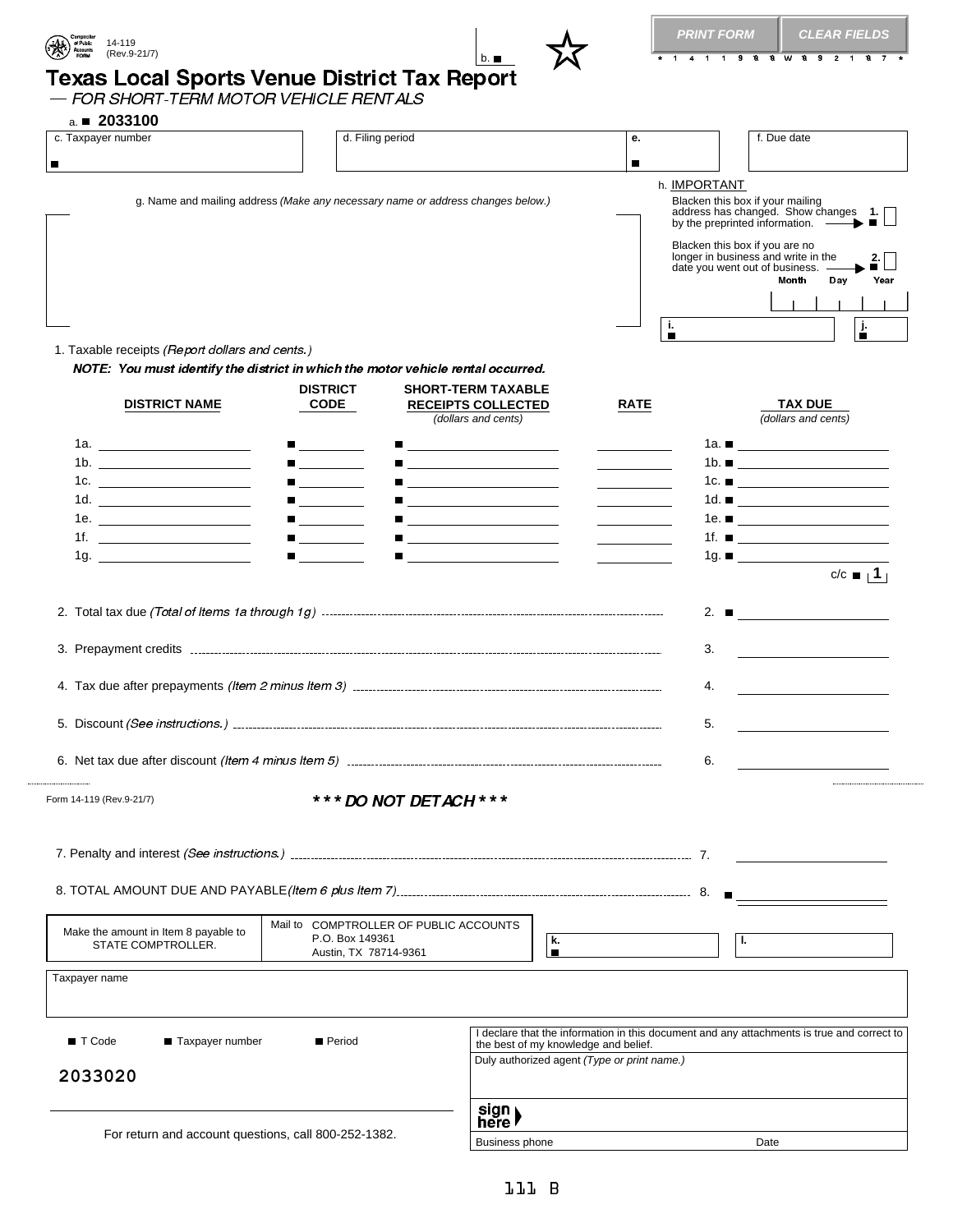14-119
(Rev.9-21/7)

PRINT FORM | CLEAR FIELDS

\* 1 4 1 1 9 0 0 W 0 9 2 1 0 7 \*

# Texas Local Sports Venue District Tax Report

## — FOR SHORT-TERM MOTOR VEHICLE RENTALS

a. ■ **2033100**

b. ■

c. Taxpayer number ■

d. Filing period

e. ■

f. Due date

g. Name and mailing address *(Make any necessary name or address changes below.)*

h. IMPORTANT

Blacken this box if your mailing address has changed. Show changes by the preprinted information. → ■ 1.

Blacken this box if you are no longer in business and write in the date you went out of business. → ■ 2.

Month | Day | Year

i. ■

j. ■

1. Taxable receipts *(Report dollars and cents.)*

***NOTE: You must identify the district in which the motor vehicle rental occurred.***

| | DISTRICT NAME | DISTRICT CODE | SHORT-TERM TAXABLE RECEIPTS COLLECTED (dollars and cents) | RATE | TAX DUE (dollars and cents) |
|---|---|---|---|---|---|
| 1a. | | ■ | ■ | | 1a. ■ |
| 1b. | | ■ | ■ | | 1b. ■ |
| 1c. | | ■ | ■ | | 1c. ■ |
| 1d. | | ■ | ■ | | 1d. ■ |
| 1e. | | ■ | ■ | | 1e. ■ |
| 1f. | | ■ | ■ | | 1f. ■ |
| 1g. | | ■ | ■ | | 1g. ■ |

c/c ■ 1

2. Total tax due *(Total of Items 1a through 1g)* ............ 2. ■

3. Prepayment credits ............ 3.

4. Tax due after prepayments *(Item 2 minus Item 3)* ............ 4.

5. Discount *(See instructions.)* ............ 5.

6. Net tax due after discount *(Item 4 minus Item 5)* ............ 6.

Form 14-119 (Rev.9-21/7)

***\*\*\* DO NOT DETACH \*\*\****

7. Penalty and interest *(See instructions.)* ............ 7.

8. TOTAL AMOUNT DUE AND PAYABLE *(Item 6 plus Item 7)* ............ 8. ■

Make the amount in Item 8 payable to STATE COMPTROLLER.

Mail to COMPTROLLER OF PUBLIC ACCOUNTS
P.O. Box 149361
Austin, TX 78714-9361

k. ■

l.

Taxpayer name

■ T Code ■ Taxpayer number ■ Period

2033020

I declare that the information in this document and any attachments is true and correct to the best of my knowledge and belief.

Duly authorized agent *(Type or print name.)*

sign here

Business phone | Date

For return and account questions, call 800-252-1382.

111 B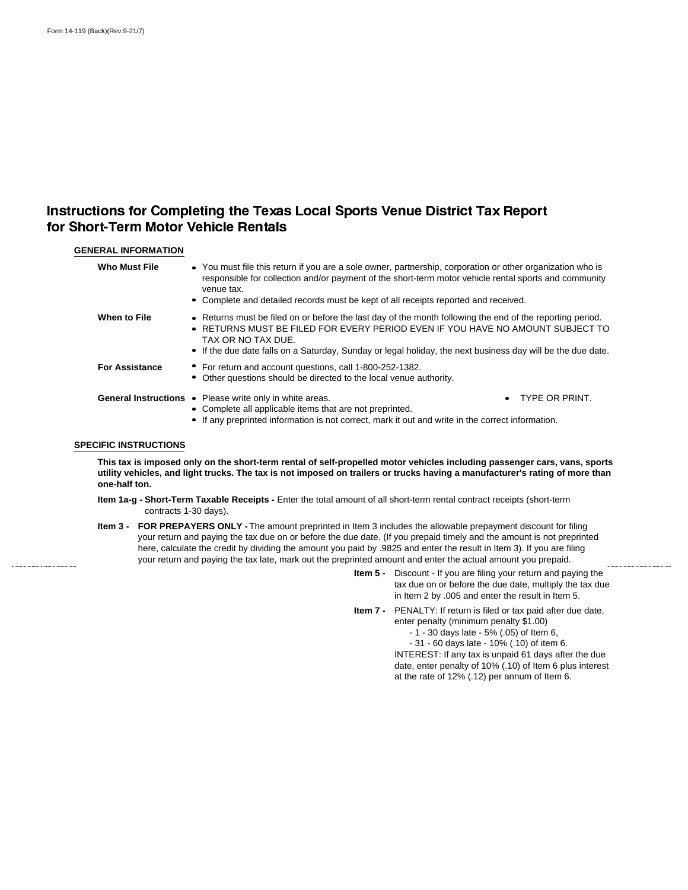Form 14-119 (Back)(Rev.9-21/7)

# Instructions for Completing the Texas Local Sports Venue District Tax Report for Short-Term Motor Vehicle Rentals

## GENERAL INFORMATION

**Who Must File**

- You must file this return if you are a sole owner, partnership, corporation or other organization who is responsible for collection and/or payment of the short-term motor vehicle rental sports and community venue tax.
- Complete and detailed records must be kept of all receipts reported and received.

**When to File**

- Returns must be filed on or before the last day of the month following the end of the reporting period.
- RETURNS MUST BE FILED FOR EVERY PERIOD EVEN IF YOU HAVE NO AMOUNT SUBJECT TO TAX OR NO TAX DUE.
- If the due date falls on a Saturday, Sunday or legal holiday, the next business day will be the due date.

**For Assistance**

- For return and account questions, call 1-800-252-1382.
- Other questions should be directed to the local venue authority.

**General Instructions**

- Please write only in white areas.
- TYPE OR PRINT.
- Complete all applicable items that are not preprinted.
- If any preprinted information is not correct, mark it out and write in the correct information.

## SPECIFIC INSTRUCTIONS

**This tax is imposed only on the short-term rental of self-propelled motor vehicles including passenger cars, vans, sports utility vehicles, and light trucks. The tax is not imposed on trailers or trucks having a manufacturer's rating of more than one-half ton.**

**Item 1a-g - Short-Term Taxable Receipts -** Enter the total amount of all short-term rental contract receipts (short-term contracts 1-30 days).

**Item 3 - FOR PREPAYERS ONLY -** The amount preprinted in Item 3 includes the allowable prepayment discount for filing your return and paying the tax due on or before the due date. (If you prepaid timely and the amount is not preprinted here, calculate the credit by dividing the amount you paid by .9825 and enter the result in Item 3). If you are filing your return and paying the tax late, mark out the preprinted amount and enter the actual amount you prepaid.

**Item 5 -** Discount - If you are filing your return and paying the tax due on or before the due date, multiply the tax due in Item 2 by .005 and enter the result in Item 5.

**Item 7 -** PENALTY: If return is filed or tax paid after due date, enter penalty (minimum penalty $1.00)

- 1 - 30 days late - 5% (.05) of Item 6,
- 31 - 60 days late - 10% (.10) of item 6.

INTEREST: If any tax is unpaid 61 days after the due date, enter penalty of 10% (.10) of Item 6 plus interest at the rate of 12% (.12) per annum of Item 6.